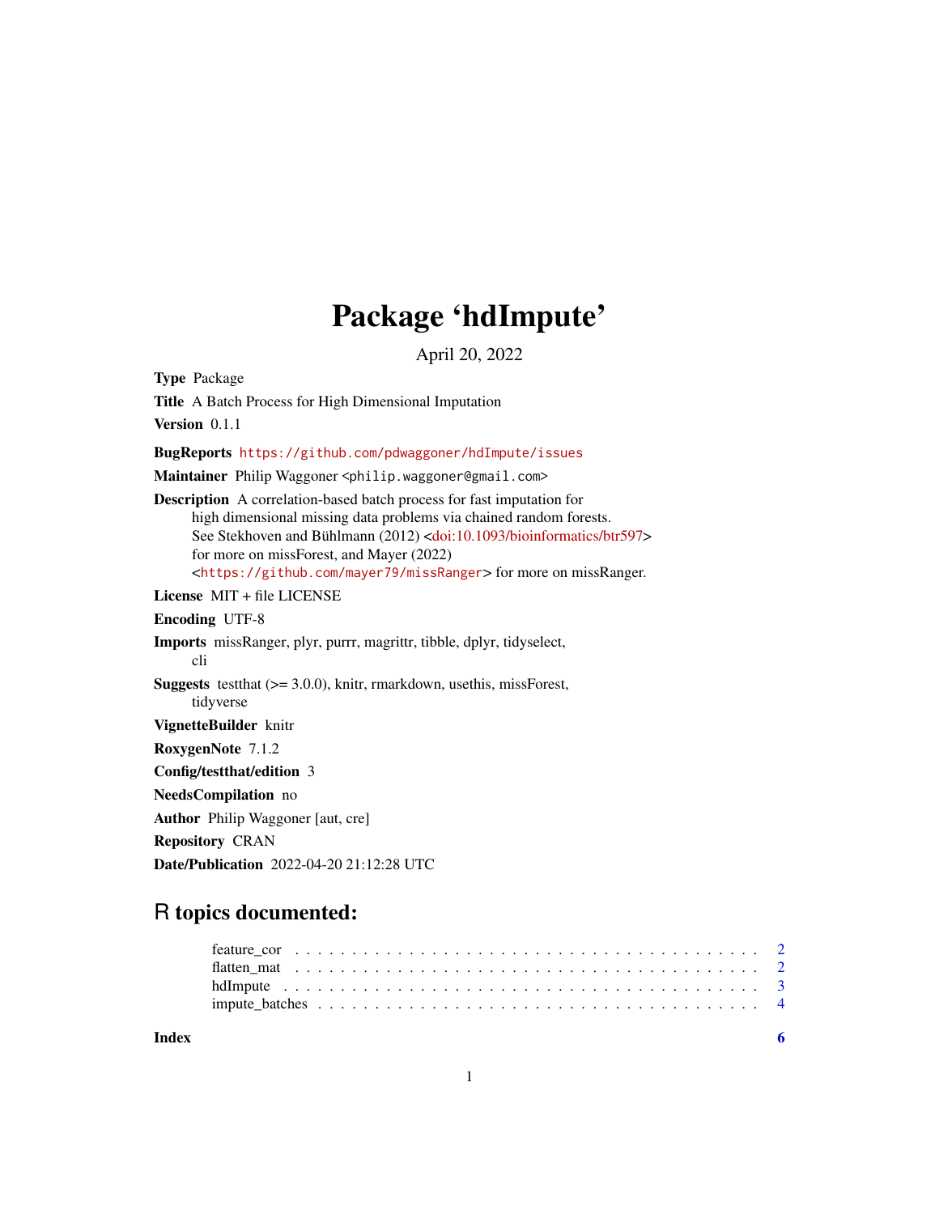# Package 'hdImpute'

April 20, 2022

**Type** Package

**Title** A Batch Process for High Dimensional Imputation

**Version** 0.1.1

**BugReports** https://github.com/pdwaggoner/hdImpute/issues

**Maintainer** Philip Waggoner <philip.waggoner@gmail.com>

**Description** A correlation-based batch process for fast imputation for high dimensional missing data problems via chained random forests. See Stekhoven and Bühlmann (2012) <doi:10.1093/bioinformatics/btr597> for more on missForest, and Mayer (2022) <https://github.com/mayer79/missRanger> for more on missRanger.

**License** MIT + file LICENSE

**Encoding** UTF-8

**Imports** missRanger, plyr, purrr, magrittr, tibble, dplyr, tidyselect, cli

**Suggests** testthat (>= 3.0.0), knitr, rmarkdown, usethis, missForest, tidyverse

**VignetteBuilder** knitr

**RoxygenNote** 7.1.2

**Config/testthat/edition** 3

**NeedsCompilation** no

**Author** Philip Waggoner [aut, cre]

**Repository** CRAN

**Date/Publication** 2022-04-20 21:12:28 UTC

## R topics documented:

| | |
|---|---|
| feature_cor | 2 |
| flatten_mat | 2 |
| hdImpute | 3 |
| impute_batches | 4 |
| **Index** | **6** |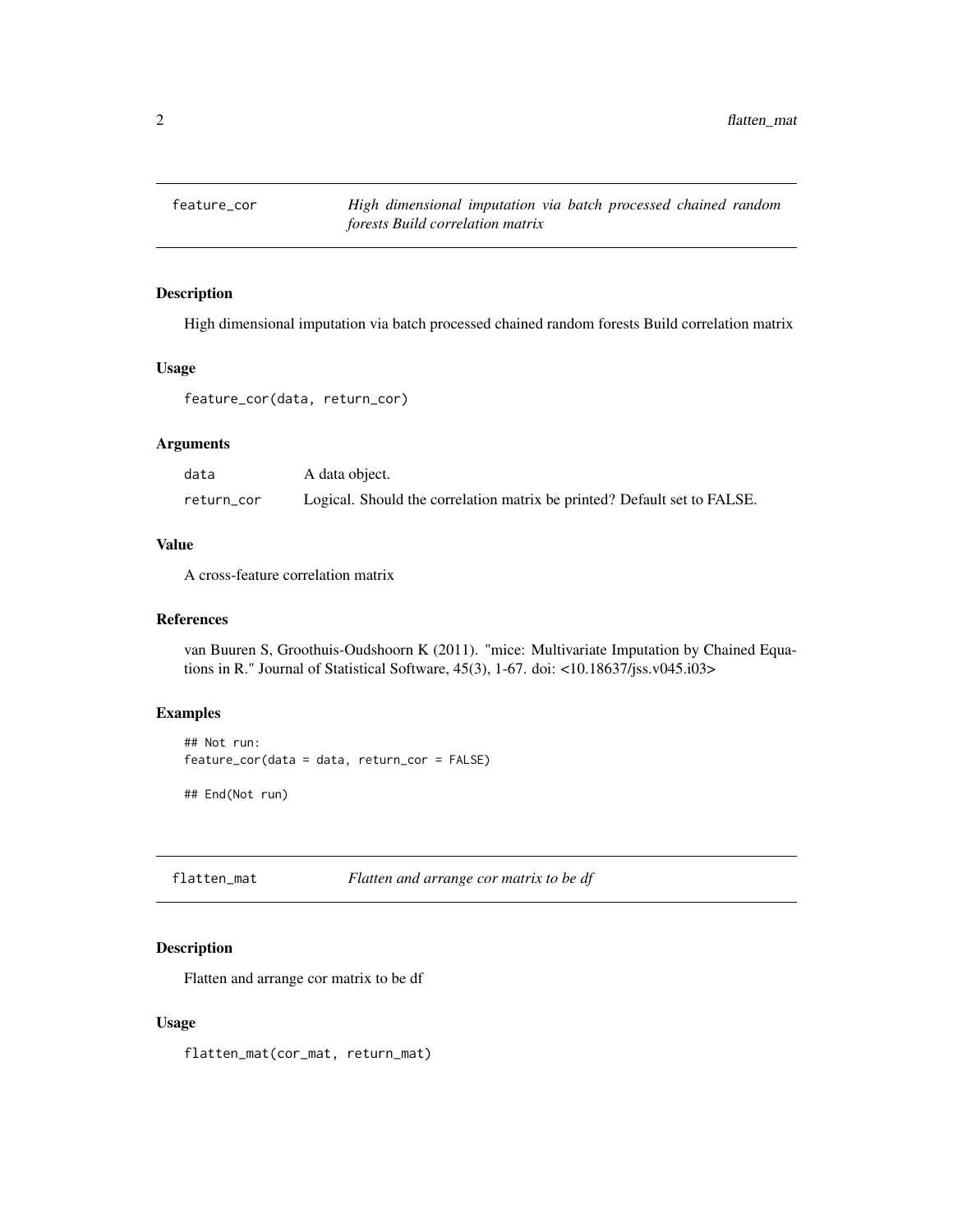## feature_cor *High dimensional imputation via batch processed chained random forests Build correlation matrix*

### Description

High dimensional imputation via batch processed chained random forests Build correlation matrix

### Usage

```
feature_cor(data, return_cor)
```

### Arguments

| | |
|---|---|
| data | A data object. |
| return_cor | Logical. Should the correlation matrix be printed? Default set to FALSE. |

### Value

A cross-feature correlation matrix

### References

van Buuren S, Groothuis-Oudshoorn K (2011). "mice: Multivariate Imputation by Chained Equations in R." Journal of Statistical Software, 45(3), 1-67. doi: <10.18637/jss.v045.i03>

### Examples

```
## Not run:
feature_cor(data = data, return_cor = FALSE)

## End(Not run)
```

## flatten_mat *Flatten and arrange cor matrix to be df*

### Description

Flatten and arrange cor matrix to be df

### Usage

```
flatten_mat(cor_mat, return_mat)
```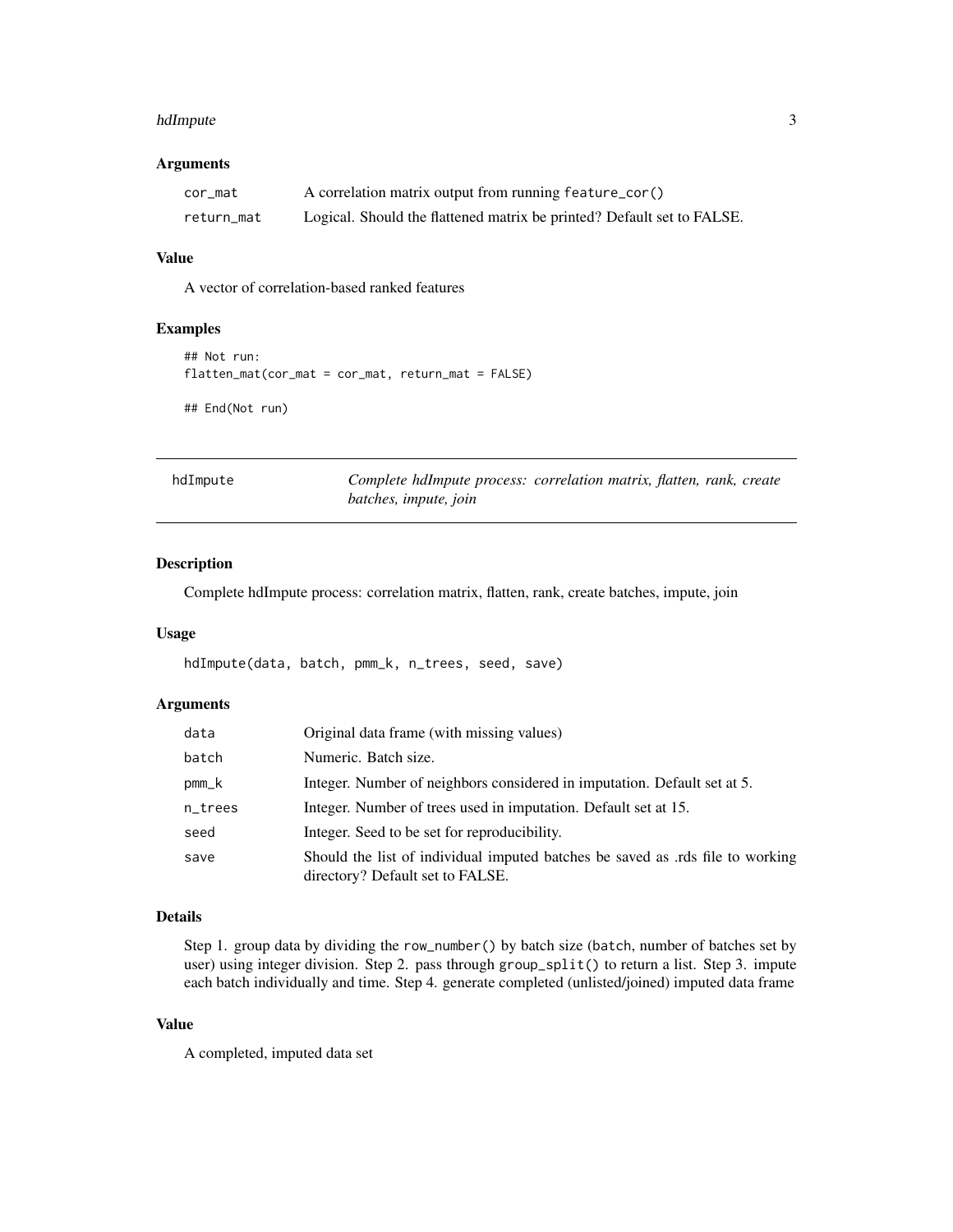### Arguments

| | |
|---|---|
| `cor_mat` | A correlation matrix output from running `feature_cor()` |
| `return_mat` | Logical. Should the flattened matrix be printed? Default set to FALSE. |

### Value

A vector of correlation-based ranked features

### Examples

```
## Not run:
flatten_mat(cor_mat = cor_mat, return_mat = FALSE)

## End(Not run)
```

---

## `hdImpute` — *Complete hdImpute process: correlation matrix, flatten, rank, create batches, impute, join*

---

### Description

Complete hdImpute process: correlation matrix, flatten, rank, create batches, impute, join

### Usage

```
hdImpute(data, batch, pmm_k, n_trees, seed, save)
```

### Arguments

| | |
|---|---|
| `data` | Original data frame (with missing values) |
| `batch` | Numeric. Batch size. |
| `pmm_k` | Integer. Number of neighbors considered in imputation. Default set at 5. |
| `n_trees` | Integer. Number of trees used in imputation. Default set at 15. |
| `seed` | Integer. Seed to be set for reproducibility. |
| `save` | Should the list of individual imputed batches be saved as .rds file to working directory? Default set to FALSE. |

### Details

Step 1. group data by dividing the `row_number()` by batch size (`batch`, number of batches set by user) using integer division. Step 2. pass through `group_split()` to return a list. Step 3. impute each batch individually and time. Step 4. generate completed (unlisted/joined) imputed data frame

### Value

A completed, imputed data set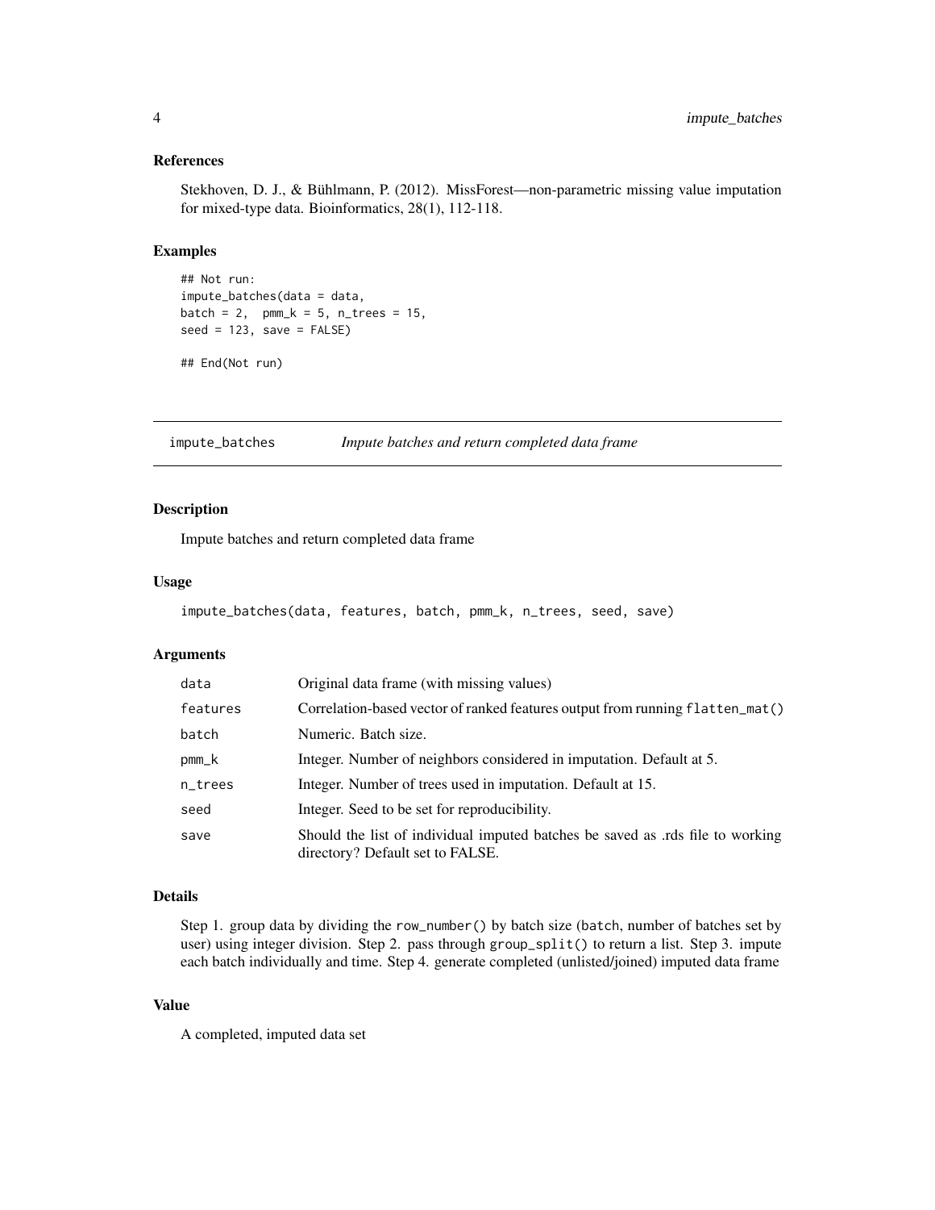### References

Stekhoven, D. J., & Bühlmann, P. (2012). MissForest—non-parametric missing value imputation for mixed-type data. Bioinformatics, 28(1), 112-118.

### Examples

```
## Not run:
impute_batches(data = data,
batch = 2,  pmm_k = 5, n_trees = 15,
seed = 123, save = FALSE)

## End(Not run)
```

---

## impute_batches — *Impute batches and return completed data frame*

---

### Description

Impute batches and return completed data frame

### Usage

```
impute_batches(data, features, batch, pmm_k, n_trees, seed, save)
```

### Arguments

| | |
|---|---|
| `data` | Original data frame (with missing values) |
| `features` | Correlation-based vector of ranked features output from running `flatten_mat()` |
| `batch` | Numeric. Batch size. |
| `pmm_k` | Integer. Number of neighbors considered in imputation. Default at 5. |
| `n_trees` | Integer. Number of trees used in imputation. Default at 15. |
| `seed` | Integer. Seed to be set for reproducibility. |
| `save` | Should the list of individual imputed batches be saved as .rds file to working directory? Default set to FALSE. |

### Details

Step 1. group data by dividing the `row_number()` by batch size (`batch`, number of batches set by user) using integer division. Step 2. pass through `group_split()` to return a list. Step 3. impute each batch individually and time. Step 4. generate completed (unlisted/joined) imputed data frame

### Value

A completed, imputed data set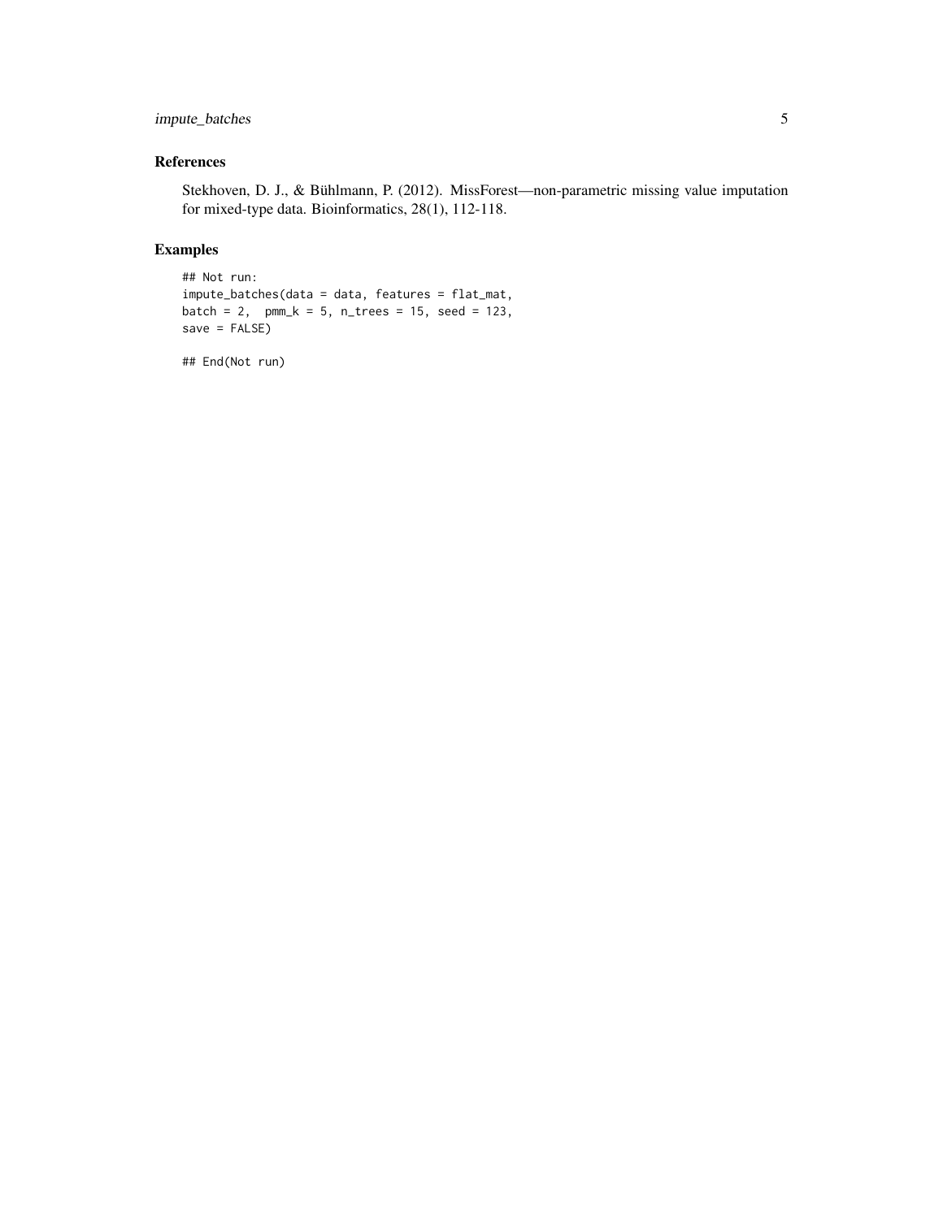## References

Stekhoven, D. J., & Bühlmann, P. (2012). MissForest—non-parametric missing value imputation for mixed-type data. Bioinformatics, 28(1), 112-118.

## Examples

```
## Not run:
impute_batches(data = data, features = flat_mat,
batch = 2,  pmm_k = 5, n_trees = 15, seed = 123,
save = FALSE)

## End(Not run)
```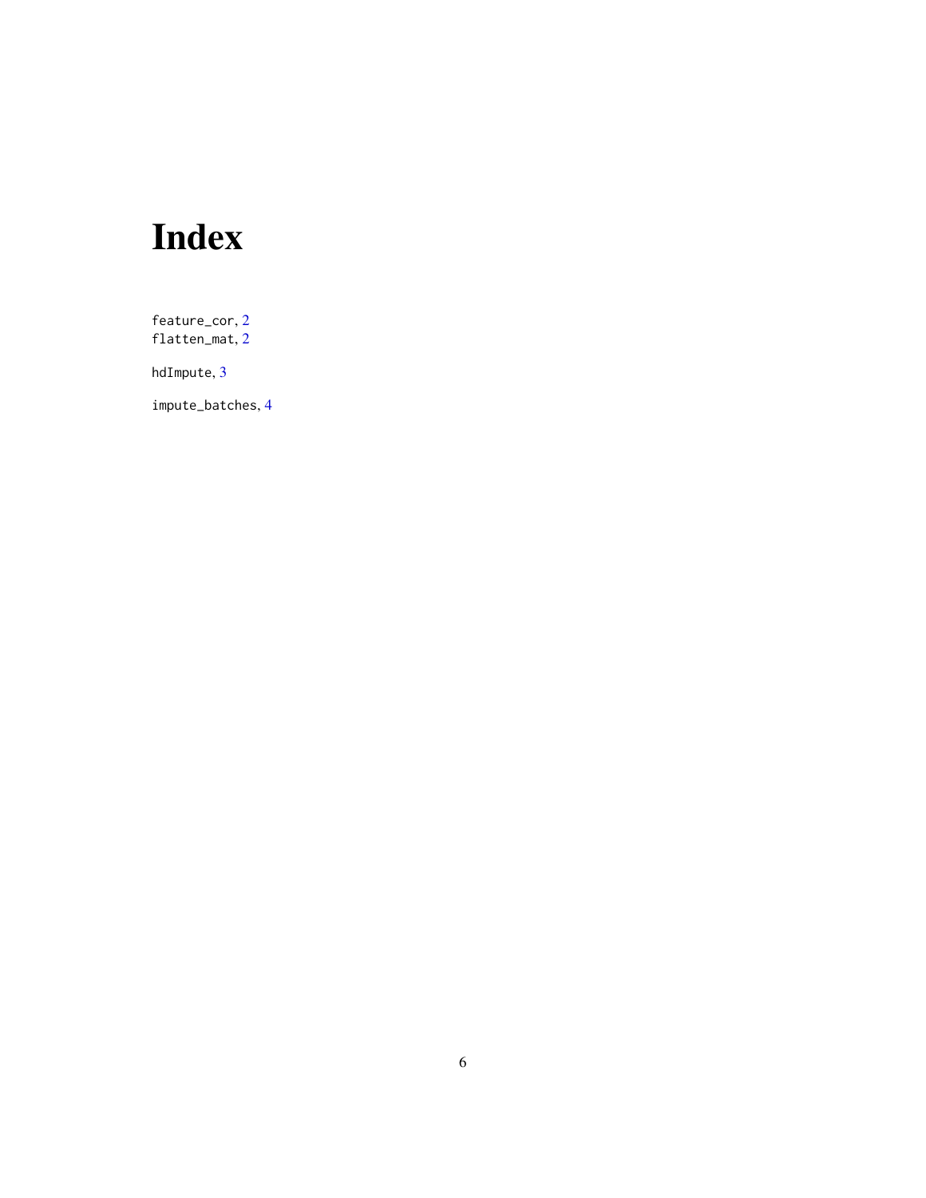# Index

feature_cor, 2
flatten_mat, 2

hdImpute, 3

impute_batches, 4